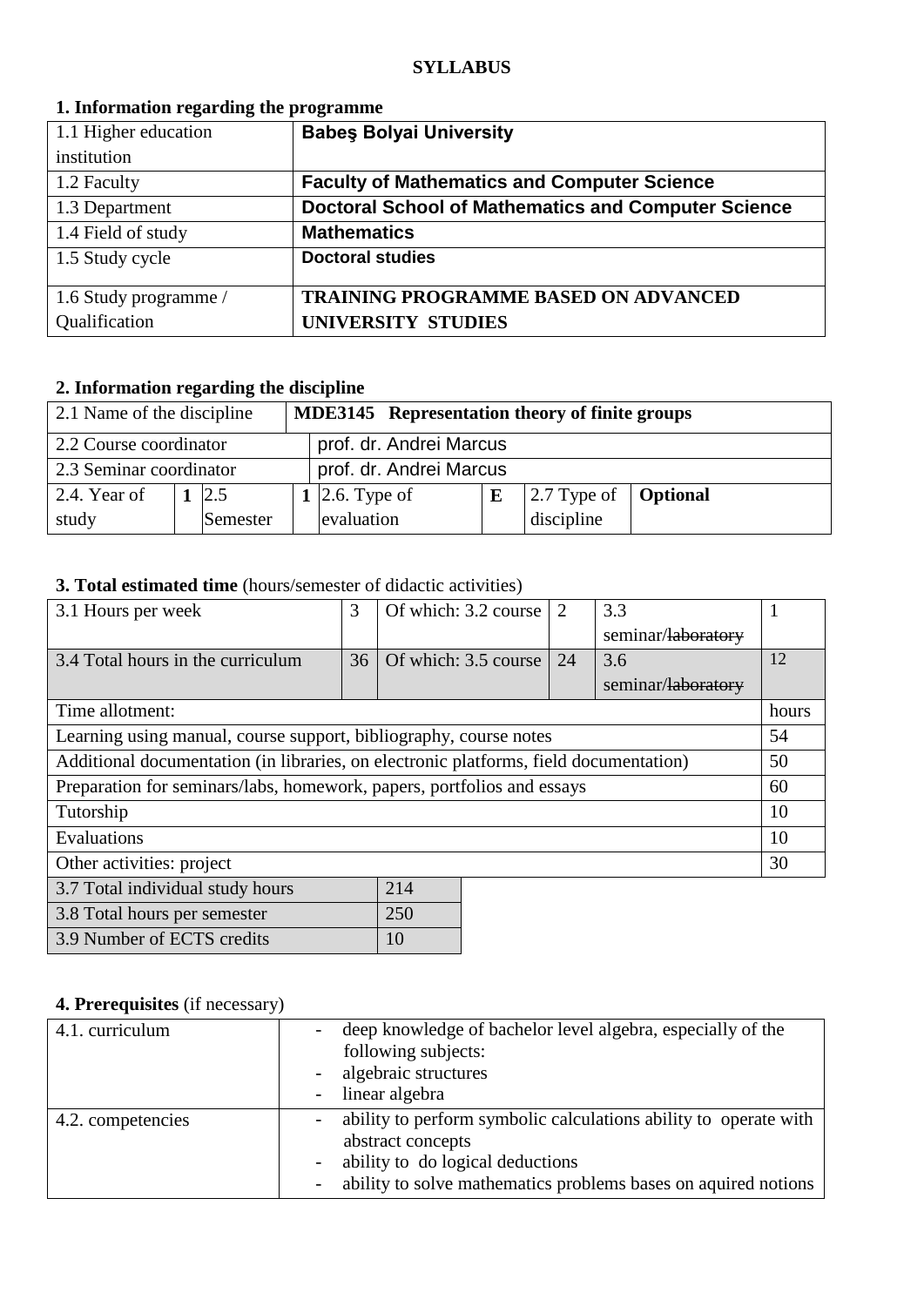**SYLLABUS**

**1. Information regarding the programme**

| | |
|---|---|
| 1.1 Higher education institution | **Babeş Bolyai University** |
| 1.2 Faculty | **Faculty of Mathematics and Computer Science** |
| 1.3 Department | **Doctoral School of Mathematics and Computer Science** |
| 1.4 Field of study | **Mathematics** |
| 1.5 Study cycle | **Doctoral studies** |
| 1.6 Study programme / Qualification | **TRAINING PROGRAMME BASED ON ADVANCED UNIVERSITY STUDIES** |

**2. Information regarding the discipline**

| | | | | | | | |
|---|---|---|---|---|---|---|---|
| 2.1 Name of the discipline | **MDE3145 Representation theory of finite groups** | | | | | | |
| 2.2 Course coordinator | prof. dr. Andrei Marcus | | | | | | |
| 2.3 Seminar coordinator | prof. dr. Andrei Marcus | | | | | | |
| 2.4. Year of study | **1** | 2.5 Semester | **1** | 2.6. Type of evaluation | **E** | 2.7 Type of discipline | **Optional** |

**3. Total estimated time** (hours/semester of didactic activities)

| | | | | | |
|---|---|---|---|---|---|
| 3.1 Hours per week | 3 | Of which: 3.2 course | 2 | 3.3 seminar/~~laboratory~~ | 1 |
| 3.4 Total hours in the curriculum | 36 | Of which: 3.5 course | 24 | 3.6 seminar/~~laboratory~~ | 12 |
| Time allotment: | | | | | hours |
| Learning using manual, course support, bibliography, course notes | | | | | 54 |
| Additional documentation (in libraries, on electronic platforms, field documentation) | | | | | 50 |
| Preparation for seminars/labs, homework, papers, portfolios and essays | | | | | 60 |
| Tutorship | | | | | 10 |
| Evaluations | | | | | 10 |
| Other activities: project | | | | | 30 |

| | |
|---|---|
| 3.7 Total individual study hours | 214 |
| 3.8 Total hours per semester | 250 |
| 3.9 Number of ECTS credits | 10 |

**4. Prerequisites** (if necessary)

| | |
|---|---|
| 4.1. curriculum | - deep knowledge of bachelor level algebra, especially of the following subjects: <br> - algebraic structures <br> - linear algebra |
| 4.2. competencies | - ability to perform symbolic calculations ability to operate with abstract concepts <br> - ability to do logical deductions <br> - ability to solve mathematics problems bases on aquired notions |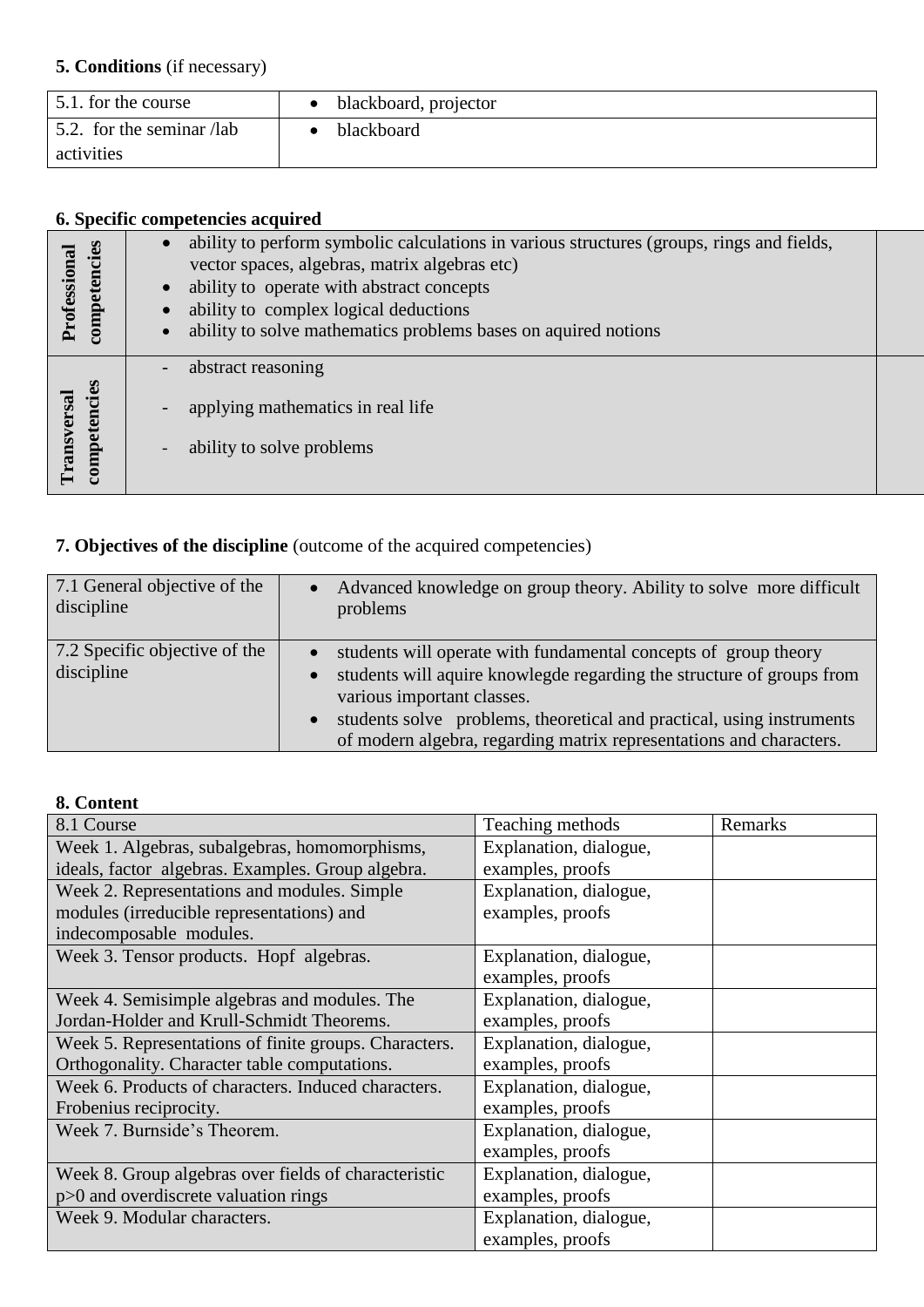**5. Conditions** (if necessary)

| 5.1. for the course | • blackboard, projector |
|---|---|
| 5.2. for the seminar /lab activities | • blackboard |

**6. Specific competencies acquired**

| | |
|---|---|
| **Professional competencies** | • ability to perform symbolic calculations in various structures (groups, rings and fields, vector spaces, algebras, matrix algebras etc)<br>• ability to operate with abstract concepts<br>• ability to complex logical deductions<br>• ability to solve mathematics problems bases on aquired notions |
| **Transversal competencies** | - abstract reasoning<br>- applying mathematics in real life<br>- ability to solve problems |

**7. Objectives of the discipline** (outcome of the acquired competencies)

| | |
|---|---|
| 7.1 General objective of the discipline | • Advanced knowledge on group theory. Ability to solve more difficult problems |
| 7.2 Specific objective of the discipline | • students will operate with fundamental concepts of group theory<br>• students will aquire knowlegde regarding the structure of groups from various important classes.<br>• students solve problems, theoretical and practical, using instruments of modern algebra, regarding matrix representations and characters. |

**8. Content**

| 8.1 Course | Teaching methods | Remarks |
|---|---|---|
| Week 1. Algebras, subalgebras, homomorphisms, ideals, factor algebras. Examples. Group algebra. | Explanation, dialogue, examples, proofs | |
| Week 2. Representations and modules. Simple modules (irreducible representations) and indecomposable modules. | Explanation, dialogue, examples, proofs | |
| Week 3. Tensor products. Hopf algebras. | Explanation, dialogue, examples, proofs | |
| Week 4. Semisimple algebras and modules. The Jordan-Holder and Krull-Schmidt Theorems. | Explanation, dialogue, examples, proofs | |
| Week 5. Representations of finite groups. Characters. Orthogonality. Character table computations. | Explanation, dialogue, examples, proofs | |
| Week 6. Products of characters. Induced characters. Frobenius reciprocity. | Explanation, dialogue, examples, proofs | |
| Week 7. Burnside's Theorem. | Explanation, dialogue, examples, proofs | |
| Week 8. Group algebras over fields of characteristic p>0 and overdiscrete valuation rings | Explanation, dialogue, examples, proofs | |
| Week 9. Modular characters. | Explanation, dialogue, examples, proofs | |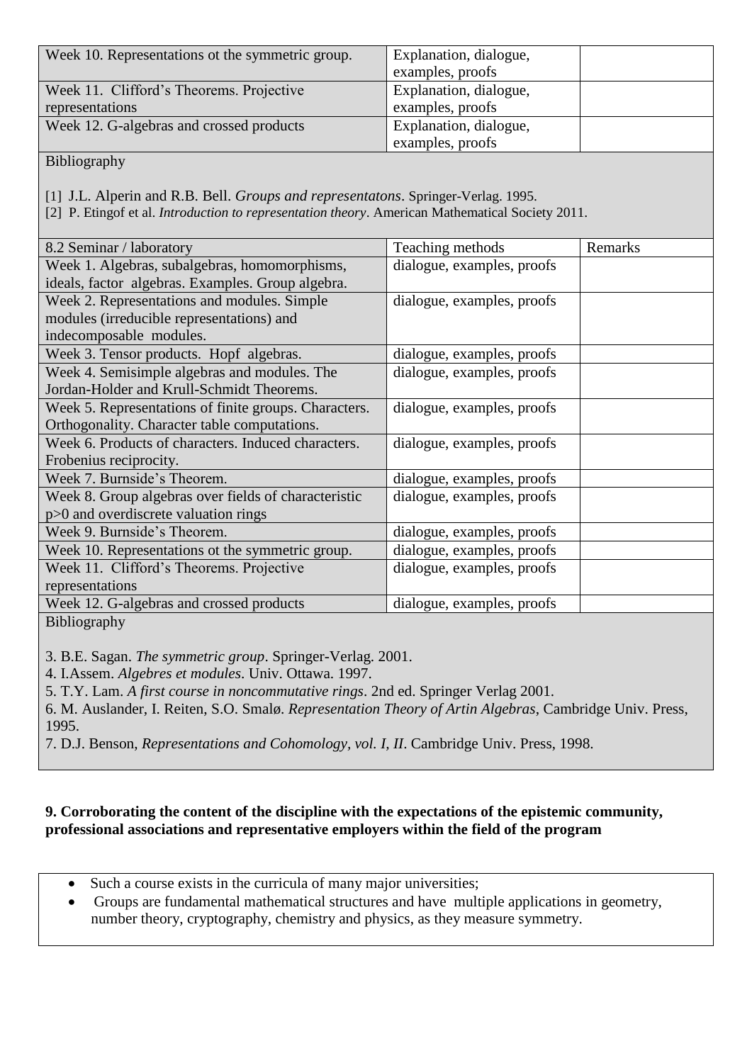| | | |
|---|---|---|
| Week 10. Representations ot the symmetric group. | Explanation, dialogue, examples, proofs | |
| Week 11. Clifford's Theorems. Projective representations | Explanation, dialogue, examples, proofs | |
| Week 12. G-algebras and crossed products | Explanation, dialogue, examples, proofs | |

Bibliography

[1] J.L. Alperin and R.B. Bell. *Groups and representatons*. Springer-Verlag. 1995.
[2] P. Etingof et al. *Introduction to representation theory*. American Mathematical Society 2011.

| 8.2 Seminar / laboratory | Teaching methods | Remarks |
|---|---|---|
| Week 1. Algebras, subalgebras, homomorphisms, ideals, factor algebras. Examples. Group algebra. | dialogue, examples, proofs | |
| Week 2. Representations and modules. Simple modules (irreducible representations) and indecomposable modules. | dialogue, examples, proofs | |
| Week 3. Tensor products. Hopf algebras. | dialogue, examples, proofs | |
| Week 4. Semisimple algebras and modules. The Jordan-Holder and Krull-Schmidt Theorems. | dialogue, examples, proofs | |
| Week 5. Representations of finite groups. Characters. Orthogonality. Character table computations. | dialogue, examples, proofs | |
| Week 6. Products of characters. Induced characters. Frobenius reciprocity. | dialogue, examples, proofs | |
| Week 7. Burnside's Theorem. | dialogue, examples, proofs | |
| Week 8. Group algebras over fields of characteristic p>0 and overdiscrete valuation rings | dialogue, examples, proofs | |
| Week 9. Burnside's Theorem. | dialogue, examples, proofs | |
| Week 10. Representations ot the symmetric group. | dialogue, examples, proofs | |
| Week 11. Clifford's Theorems. Projective representations | dialogue, examples, proofs | |
| Week 12. G-algebras and crossed products | dialogue, examples, proofs | |

Bibliography

3. B.E. Sagan. *The symmetric group*. Springer-Verlag. 2001.
4. I.Assem. *Algebres et modules*. Univ. Ottawa. 1997.
5. T.Y. Lam. *A first course in noncommutative rings*. 2nd ed. Springer Verlag 2001.
6. M. Auslander, I. Reiten, S.O. Smalø. *Representation Theory of Artin Algebras*, Cambridge Univ. Press, 1995.
7. D.J. Benson, *Representations and Cohomology, vol. I, II*. Cambridge Univ. Press, 1998.

**9. Corroborating the content of the discipline with the expectations of the epistemic community, professional associations and representative employers within the field of the program**

- Such a course exists in the curricula of many major universities;
- Groups are fundamental mathematical structures and have multiple applications in geometry, number theory, cryptography, chemistry and physics, as they measure symmetry.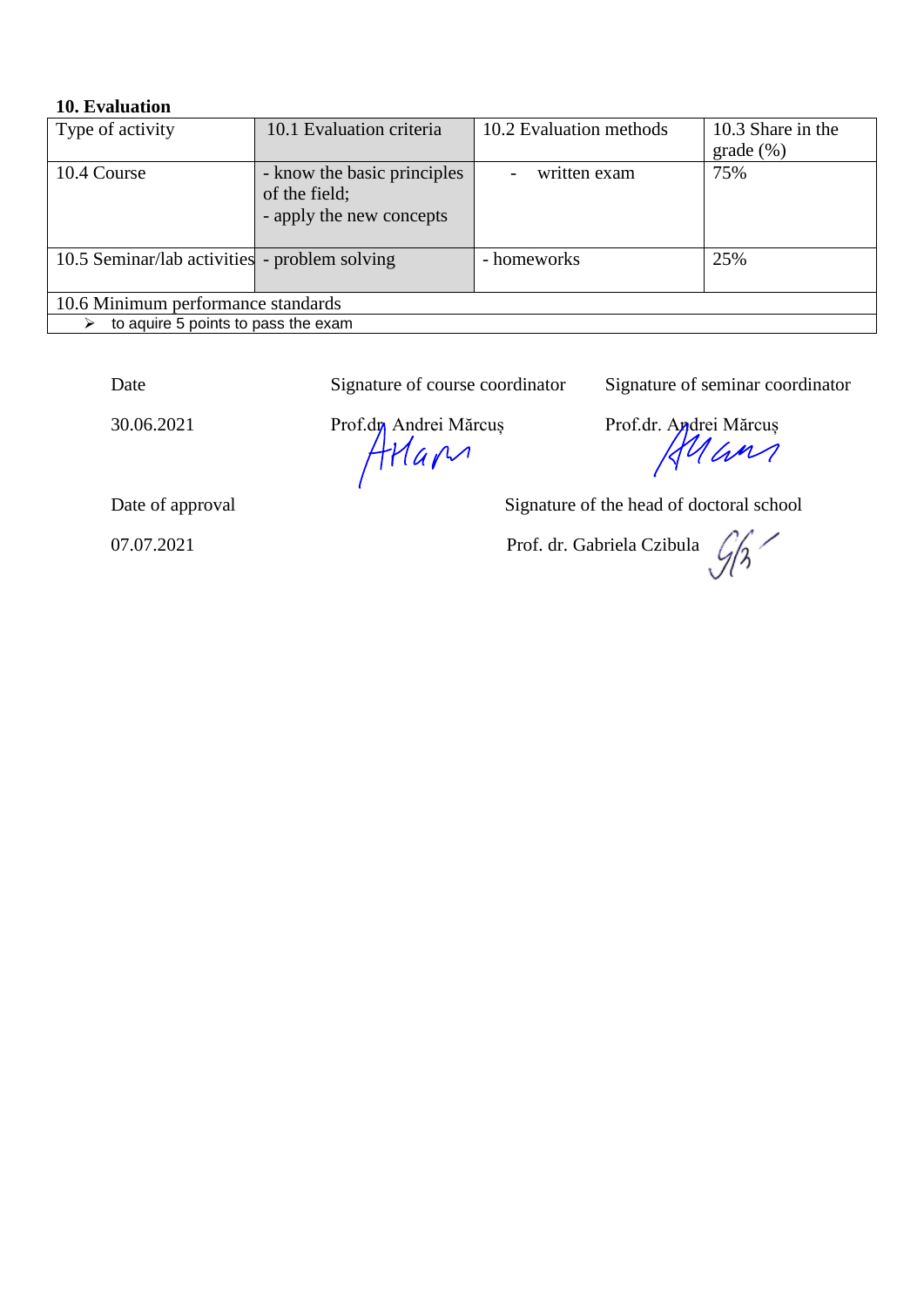**10. Evaluation**

| Type of activity | 10.1 Evaluation criteria | 10.2 Evaluation methods | 10.3 Share in the grade (%) |
|---|---|---|---|
| 10.4 Course | - know the basic principles of the field;<br>- apply the new concepts | - written exam | 75% |
| 10.5 Seminar/lab activities | - problem solving | - homeworks | 25% |
| 10.6 Minimum performance standards | | | |
| ➢ to aquire 5 points to pass the exam | | | |

| Date | Signature of course coordinator | Signature of seminar coordinator |
|---|---|---|
| 30.06.2021 | Prof.dr. Andrei Mărcuș | Prof.dr. Andrei Mărcuș |

| Date of approval | Signature of the head of doctoral school |
|---|---|
| 07.07.2021 | Prof. dr. Gabriela Czibula |